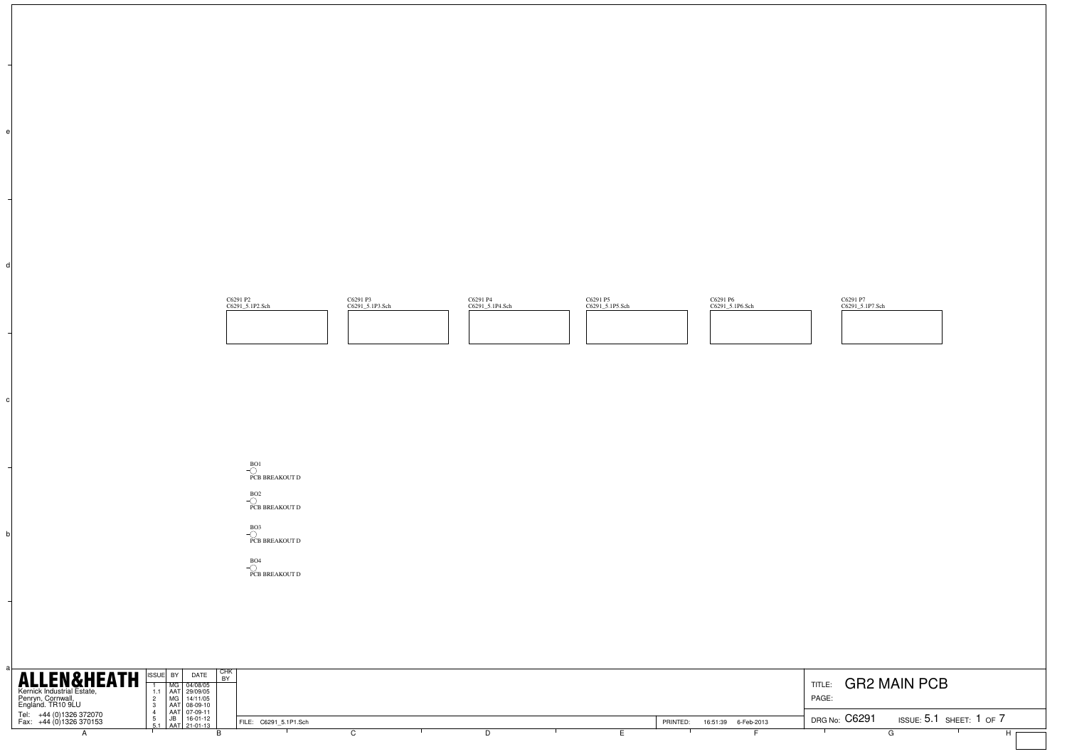C6291 P2
C6291_5.1P2.Sch

C6291 P3
C6291_5.1P3.Sch

C6291 P4
C6291_5.1P4.Sch

C6291 P5
C6291_5.1P5.Sch

C6291 P6
C6291_5.1P6.Sch

C6291 P7
C6291_5.1P7.Sch

BO1
PCB BREAKOUT D

BO2
PCB BREAKOUT D

BO3
PCB BREAKOUT D

BO4
PCB BREAKOUT D

**ALLEN&HEATH**

Kernick Industrial Estate,
Penryn, Cornwall,
England. TR10 9LU

Tel: +44 (0)1326 372070
Fax: +44 (0)1326 370153

| ISSUE | BY | DATE | CHK BY |
|---|---|---|---|
| 1 | MG | 04/08/05 | |
| 1.1 | AAT | 29/09/05 | |
| 2 | MG | 14/11/05 | |
| 3 | AAT | 08-09-10 | |
| 4 | AAT | 07-09-11 | |
| 5 | JB | 16-01-12 | |
| 5.1 | AAT | 21-01-13 | |

FILE: C6291_5.1P1.Sch

PRINTED: 16:51:39 6-Feb-2013

TITLE: GR2 MAIN PCB

PAGE:

DRG No: C6291 ISSUE: 5.1 SHEET: 1 OF 7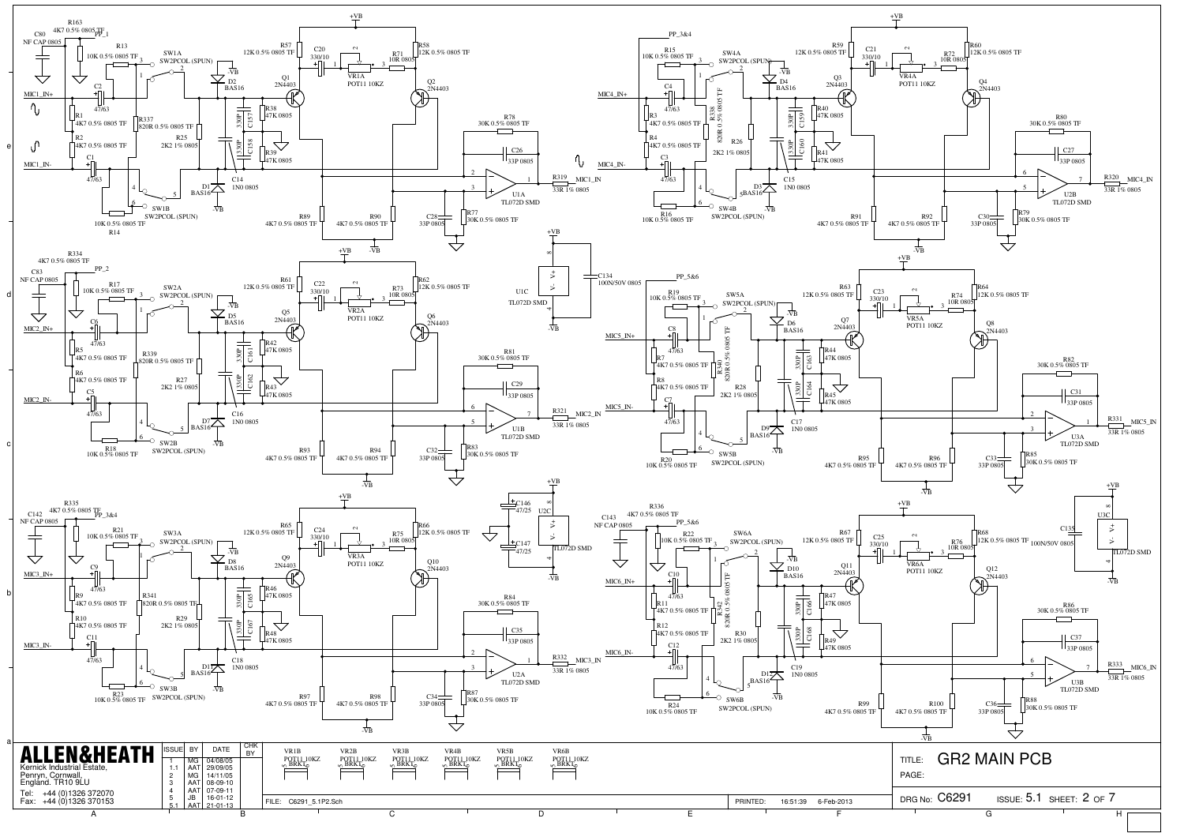# GR2 MAIN PCB

**ALLEN&HEATH**

Kernick Industrial Estate,
Penryn, Cornwall,
England. TR10 9LU

Tel: +44 (0)1326 372070
Fax: +44 (0)1326 370153

| ISSUE | BY | DATE | CHK BY |
|---|---|---|---|
| 1 | MG | 04/08/05 | |
| 1.1 | AAT | 29/09/05 | |
| 2 | MG | 14/11/05 | |
| 3 | AAT | 08-09-10 | |
| 4 | AAT | 07-09-11 | |
| 5 | JB | 16-01-12 | |
| 5.1 | AAT | 21-01-13 | |

FILE: C6291_5.1P2.Sch

PRINTED: 16:51:39 6-Feb-2013

TITLE: GR2 MAIN PCB

PAGE:

DRG No: C6291 ISSUE: 5.1 SHEET: 2 OF 7

VR1B POT11 10KZ BRKT; VR2B POT11 10KZ BRKT; VR3B POT11 10KZ BRKT; VR4B POT11 10KZ BRKT; VR5B POT11 10KZ BRKT; VR6B POT11 10KZ BRKT

## Channel inputs

MIC1_IN+, MIC1_IN-, MIC2_IN+, MIC2_IN-, MIC3_IN+, MIC3_IN-, MIC4_IN+, MIC4_IN-, MIC5_IN+, MIC5_IN-, MIC6_IN+, MIC6_IN-

## Channel outputs

MIC1_IN (R319 33R 1% 0805), MIC2_IN (R321 33R 1% 0805), MIC3_IN (R332 33R 1% 0805), MIC4_IN (R320 33R 1% 0805), MIC5_IN (R331 33R 1% 0805), MIC6_IN (R333 33R 1% 0805)

## Component labels (MIC1 channel)

C80 NF CAP 0805; R163 4K7 0.5% 0805 TF; PP_1; R13 10K 0.5% 0805 TF; SW1A SW2PCOL (SPUN); SW1B SW2PCOL (SPUN); C2 47/63; C1 47/63; R1 4K7 0.5% 0805 TF; R2 4K7 0.5% 0805 TF; R337 820R 0.5% 0805 TF; R25 2K2 1% 0805; R14 10K 0.5% 0805 TF; D2 BAS16; D1 BAS16; C14 1N0 0805; C157 330P; C158 330P; R38 47K 0805; R39 47K 0805; R57 12K 0.5% 0805 TF; R58 12K 0.5% 0805 TF; C20 330/10; VR1A POT11 10KZ; R71 10R 0805; Q1 2N4403; Q2 2N4403; R78 30K 0.5% 0805 TF; C26 33P 0805; U1A TL072D SMD; C28 33P 0805; R77 30K 0.5% 0805 TF; R89 4K7 0.5% 0805 TF; R90 4K7 0.5% 0805 TF; +VB; -VB

## Component labels (MIC2 channel)

C83 NF CAP 0805; R334 4K7 0.5% 0805 TF; PP_2; R17 10K 0.5% 0805 TF; SW2A SW2PCOL (SPUN); SW2B SW2PCOL (SPUN); C6 47/63; C5 47/63; R5 4K7 0.5% 0805 TF; R6 4K7 0.5% 0805 TF; R339 820R 0.5% 0805 TF; R27 2K2 1% 0805; R18 10K 0.5% 0805 TF; D5 BAS16; D7 BAS16; C16 1N0 0805; C161 330P; C162 330P; R42 47K 0805; R43 47K 0805; R61 12K 0.5% 0805 TF; R62 12K 0.5% 0805 TF; C22 330/10; VR2A POT11 10KZ; R73 10R 0805; Q5 2N4403; Q6 2N4403; R81 30K 0.5% 0805 TF; C29 33P 0805; U1B TL072D SMD; C32 33P 0805; R83 30K 0.5% 0805 TF; R93 4K7 0.5% 0805 TF; R94 4K7 0.5% 0805 TF

## Component labels (MIC3 channel)

C142 NF CAP 0805; R335 4K7 0.5% 0805 TF; PP_3&4; R21 10K 0.5% 0805 TF; SW3A SW2PCOL (SPUN); SW3B SW2PCOL (SPUN); C9 47/63; C11 47/63; R9 4K7 0.5% 0805 TF; R10 4K7 0.5% 0805 TF; R341 820R 0.5% 0805 TF; R29 2K2 1% 0805; R23 10K 0.5% 0805 TF; D8 BAS16; D11 BAS16; C18 1N0 0805; C165 330P; C167 330P; R46 47K 0805; R48 47K 0805; R65 12K 0.5% 0805 TF; R66 12K 0.5% 0805 TF; C24 330/10; VR3A POT11 10KZ; R75 10R 0805; Q9 2N4403; Q10 2N4403; R84 30K 0.5% 0805 TF; C35 33P 0805; U2A TL072D SMD; C34 33P 0805; R87 30K 0.5% 0805 TF; R97 4K7 0.5% 0805 TF; R98 4K7 0.5% 0805 TF

## Component labels (MIC4 channel)

PP_3&4; R15 10K 0.5% 0805 TF; SW4A SW2PCOL (SPUN); SW4B SW2PCOL (SPUN); C4 47/63; C3 47/63; R3 4K7 0.5% 0805 TF; R4 4K7 0.5% 0805 TF; R338 820R 0.5% 0805 TF; R26 2K2 1% 0805; R16 10K 0.5% 0805 TF; D4 BAS16; D3 BAS16; C15 1N0 0805; C159 330P; C160 330P; R40 47K 0805; R41 47K 0805; R59 12K 0.5% 0805 TF; R60 12K 0.5% 0805 TF; C21 330/10; VR4A POT11 10KZ; R72 10R 0805; Q3 2N4403; Q4 2N4403; R80 30K 0.5% 0805 TF; C27 33P 0805; U2B TL072D SMD; C30 33P 0805; R79 30K 0.5% 0805 TF; R91 4K7 0.5% 0805 TF; R92 4K7 0.5% 0805 TF

## Component labels (MIC5 channel)

PP_5&6; R19 10K 0.5% 0805 TF; SW5A SW2PCOL (SPUN); SW5B SW2PCOL (SPUN); C8 47/63; C7 47/63; R7 4K7 0.5% 0805 TF; R8 4K7 0.5% 0805 TF; R340 820R 0.5% 0805 TF; R28 2K2 1% 0805; R20 10K 0.5% 0805 TF; D6 BAS16; D9 BAS16; C17 1N0 0805; C163 330P; C164 330P; R44 47K 0805; R45 47K 0805; R63 12K 0.5% 0805 TF; R64 12K 0.5% 0805 TF; C23 330/10; VR5A POT11 10KZ; R74 10R 0805; Q7 2N4403; Q8 2N4403; R82 30K 0.5% 0805 TF; C31 33P 0805; U3A TL072D SMD; C33 33P 0805; R85 30K 0.5% 0805 TF; R95 4K7 0.5% 0805 TF; R96 4K7 0.5% 0805 TF

## Component labels (MIC6 channel)

C143 NF CAP 0805; R336 4K7 0.5% 0805 TF; PP_5&6; R22 10K 0.5% 0805 TF; SW6A SW2PCOL (SPUN); SW6B SW2PCOL (SPUN); C10 47/63; C12 47/63; R11 4K7 0.5% 0805 TF; R12 4K7 0.5% 0805 TF; R342 820R 0.5% 0805 TF; R30 2K2 1% 0805; R24 10K 0.5% 0805 TF; D10 BAS16; D12 BAS16; C19 1N0 0805; C166 330P; C168 330P; R47 47K 0805; R49 47K 0805; R67 12K 0.5% 0805 TF; R68 12K 0.5% 0805 TF; C25 330/10; VR6A POT11 10KZ; R76 10R 0805; Q11 2N4403; Q12 2N4403; R86 30K 0.5% 0805 TF; C37 33P 0805; U3B TL072D SMD; C36 33P 0805; R88 30K 0.5% 0805 TF; R99 4K7 0.5% 0805 TF; R100 4K7 0.5% 0805 TF

## Power supply

U1C TL072D SMD; C134 100N/50V 0805; U2C TL072D SMD; C146 47/25; C147 47/25; U3C TL072D SMD; C135 100N/50V 0805; +VB; -VB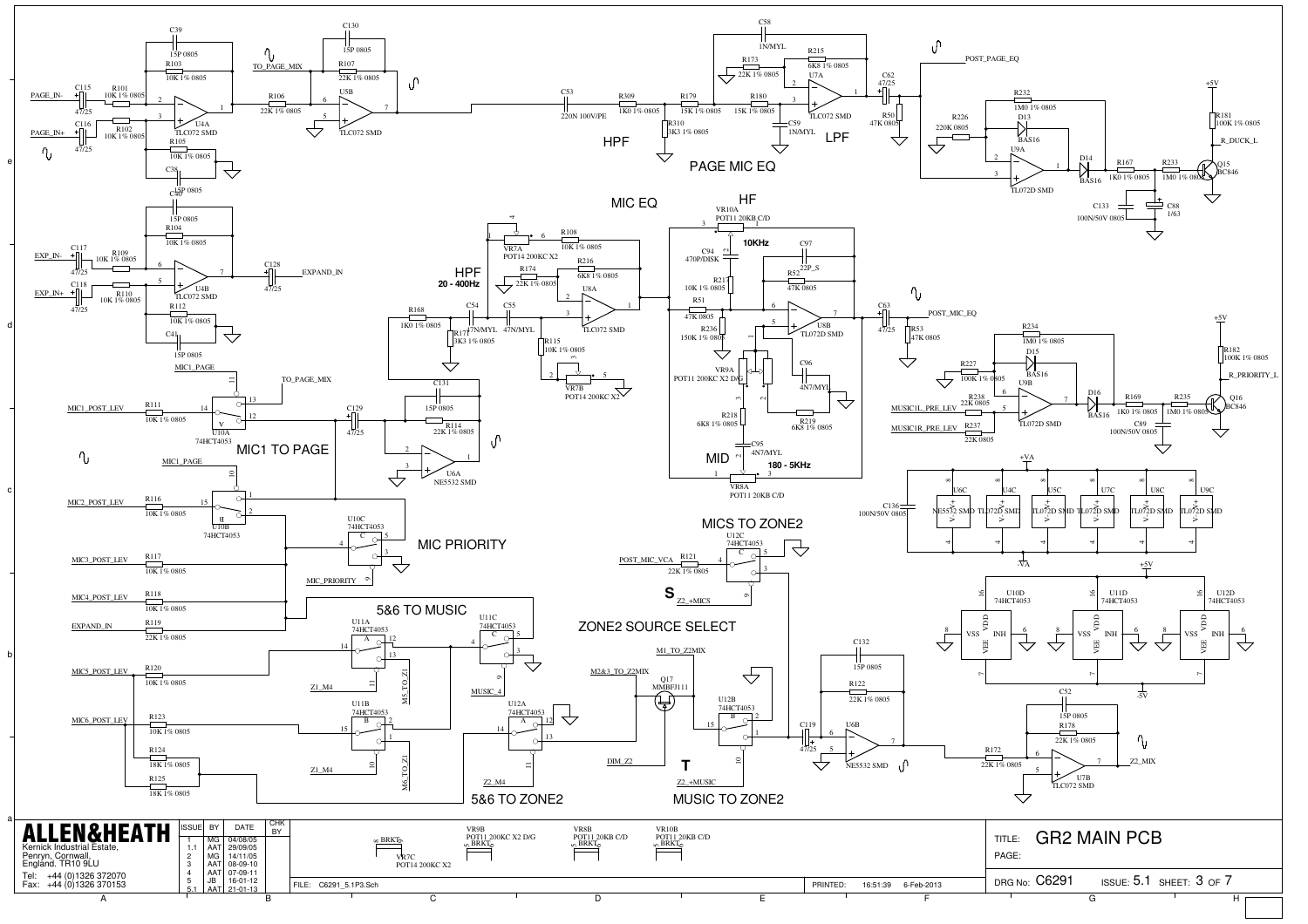# GR2 MAIN PCB

## PAGE MIC EQ

HPF — LPF

TO_PAGE_MIX — POST_PAGE_EQ

## MIC EQ

HPF 20 - 400Hz

HF 10KHz

MID 180 - 5KHz

POST_MIC_EQ

## MIC1 TO PAGE

## MIC PRIORITY

## 5&6 TO MUSIC

## MICS TO ZONE2

## ZONE2 SOURCE SELECT

## 5&6 TO ZONE2

## MUSIC TO ZONE2

Z2_MIX

R_DUCK_L

R_PRIORITY_L

MUSIC1L_PRE_LEV, MUSIC1R_PRE_LEV

EXP_IN-, EXP_IN+ → EXPAND_IN

PAGE_IN-, PAGE_IN+

MIC1_POST_LEV, MIC2_POST_LEV, MIC3_POST_LEV, MIC4_POST_LEV, EXPAND_IN, MIC5_POST_LEV, MIC6_POST_LEV

MIC1_PAGE, MIC_PRIORITY, Z1_M4, MUSIC_4, Z2_M4, M1_TO_Z2MIX, M2&3_TO_Z2MIX, DIM_Z2, Z2_+MICS, Z2_+MUSIC, POST_MIC_VCA

| ISSUE | BY | DATE | CHK BY |
|---|---|---|---|
| 1 | MG | 04/08/05 | |
| 1.1 | AAT | 29/09/05 | |
| 2 | MG | 14/11/05 | |
| 3 | AAT | 08-09-10 | |
| 4 | AAT | 07-09-11 | |
| 5 | JB | 16-01-12 | |
| 5.1 | AAT | 21-01-13 | |

**ALLEN&HEATH**
Kernick Industrial Estate,
Penryn, Cornwall,
England. TR10 9LU
Tel: +44 (0)1326 372070
Fax: +44 (0)1326 370153

FILE: C6291_5.1P3.Sch — PRINTED: 16:51:39 6-Feb-2013

TITLE: GR2 MAIN PCB
PAGE:
DRG No: C6291 — ISSUE: 5.1 — SHEET: 3 OF 7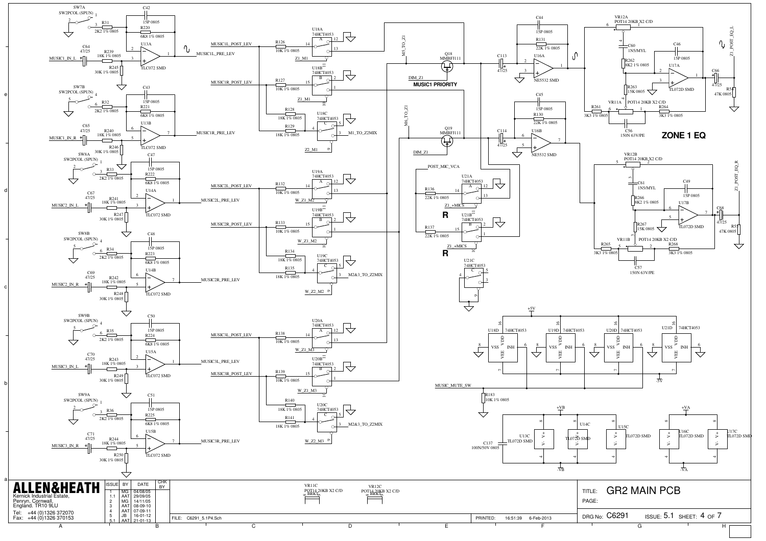## ZONE 1 EQ

MUSIC1 PRIORITY

SW7A SW2PCOL (SPUN) — R31 2K2 1% 0805 — C42 15P 0805 — R220 6K8 1% 0805 — U13A TLC072 SMD — C64 47/25 — R239 18K 1% 0805 — R245 30K 1% 0805 — MUSIC1_IN_L — MUSIC1L_PRE_LEV

SW7B SW2PCOL (SPUN) — R32 2K2 1% 0805 — C43 15P 0805 — R221 6K8 1% 0805 — U13B TLC072 SMD — C65 47/25 — R240 18K 1% 0805 — R246 30K 1% 0805 — MUSIC1_IN_R — MUSIC1R_PRE_LEV

SW8A SW2PCOL (SPUN) — R33 2K2 1% 0805 — C47 15P 0805 — R222 6K8 1% 0805 — U14A TLC072 SMD — C67 47/25 — R241 18K 1% 0805 — R247 30K 1% 0805 — MUSIC2_IN_L — MUSIC2L_PRE_LEV

SW8B SW2PCOL (SPUN) — R34 2K2 1% 0805 — C48 15P 0805 — R223 6K8 1% 0805 — U14B TLC072 SMD — C69 47/25 — R242 18K 1% 0805 — R248 30K 1% 0805 — MUSIC2_IN_R — MUSIC2R_PRE_LEV

SW9B SW2PCOL (SPUN) — R35 2K2 1% 0805 — C50 15P 0805 — R224 6K8 1% 0805 — U15A TLC072 SMD — C70 47/25 — R243 18K 1% 0805 — R249 30K 1% 0805 — MUSIC3_IN_L — MUSIC3L_PRE_LEV

SW9A SW2PCOL (SPUN) — R36 2K2 1% 0805 — C51 15P 0805 — R225 6K8 1% 0805 — U15B TLC072 SMD — C71 47/25 — R244 18K 1% 0805 — R250 30K 1% 0805 — MUSIC3_IN_R — MUSIC3R_PRE_LEV

MUSIC1L_POST_LEV — R126 10K 1% 0805 — U18A 74HCT4053 — Z1_M1
MUSIC1R_POST_LEV — R127 10K 1% 0805 — U18B 74HCT4053 — Z1_M1
R128 18K 1% 0805 — R129 18K 1% 0805 — U18C 74HCT4053 — Z2_M1 — M1_TO_Z2MIX

MUSIC2L_POST_LEV — R132 10K 1% 0805 — U19A 74HCT4053 — W_Z1_M2
MUSIC2R_POST_LEV — R133 10K 1% 0805 — U19B 74HCT4053 — W_Z1_M2
R134 18K 1% 0805 — R135 18K 1% 0805 — U19C 74HCT4053 — W_Z2_M2 — M2&3_TO_Z2MIX

MUSIC3L_POST_LEV — R138 10K 1% 0805 — U20A 74HCT4053 — W_Z1_M3
MUSIC3R_POST_LEV — R139 10K 1% 0805 — U20B 74HCT4053 — W_Z1_M3
R140 18K 1% 0805 — R141 18K 1% 0805 — U20C 74HCT4053 — W_Z2_M3 — M2&3_TO_Z2MIX

M5_TO_Z1 — Q18 MMBFJ111 — DIM_Z1
M6_TO_Z1 — Q19 MMBFJ111 — DIM_Z1

POST_MIC_VCA — R136 22K 1% 0805 — U21A 74HCT4053 — Z1_+MICS — R
R137 22K 1% 0805 — U21B 74HCT4053 — Z1_+MICS — R
U21C 74HCT4053

C113 47/25 — C44 15P 0805 — R131 22K 1% 0805 — U16A NE5532 SMD
C114 47/25 — C45 15P 0805 — R130 22K 1% 0805 — U16B NE5532 SMD

VR12A POT14 20KB X2 C/D — C60 1N5/MYL — R262 8K2 1% 0805 — R263 15K 0805 — C46 15P 0805 — U17A TL072D SMD — VR11A POT14 20KB X2 C/D — R261 3K3 1% 0805 — R264 3K3 1% 0805 — C56 150N 63V/PE — C66 47/25 — R54 47K 0805 — Z1_POST_EQ_L

VR12B POT14 20KB X2 C/D — C61 1N5/MYL — R266 8K2 1% 0805 — R267 15K 0805 — C49 15P 0805 — U17B TL072D SMD — VR11B POT14 20KB X2 C/D — R265 3K3 1% 0805 — R268 3K3 1% 0805 — C57 150N 63V/PE — C68 47/25 — R55 47K 0805 — Z1_POST_EQ_R

+5V — U18D 74HCT4053 — U19D 74HCT4053 — U20D 74HCT4053 — U21D 74HCT4053 (VDD, VSS, VEE, INH) — -5V

MUSIC_MUTE_SW — R183 10K 1% 0805

+VB — U13C TL072D SMD — U14C TL072D SMD — U15C TL072D SMD — C137 100N/50V 0805 — -VB

+VA — U16C TL072D SMD — U17C TL072D SMD — -VA

VR11C POT14 20KB X2 C/D BRKT
VR12C POT14 20KB X2 C/D BRKT

**ALLEN&HEATH**
Kernick Industrial Estate,
Penryn, Cornwall,
England. TR10 9LU
Tel: +44 (0)1326 372070
Fax: +44 (0)1326 370153

| ISSUE | BY | DATE | CHK BY |
|---|---|---|---|
| 1 | MG | 04/08/05 | |
| 1.1 | AAT | 29/09/05 | |
| 2 | MG | 14/11/05 | |
| 3 | AAT | 08-09-10 | |
| 4 | AAT | 07-09-11 | |
| 5 | JB | 16-01-12 | |
| 5.1 | AAT | 21-01-13 | |

FILE: C6291_5.1P4.Sch
PRINTED: 16:51:39 6-Feb-2013

TITLE: GR2 MAIN PCB
PAGE:
DRG No: C6291 ISSUE: 5.1 SHEET: 4 OF 7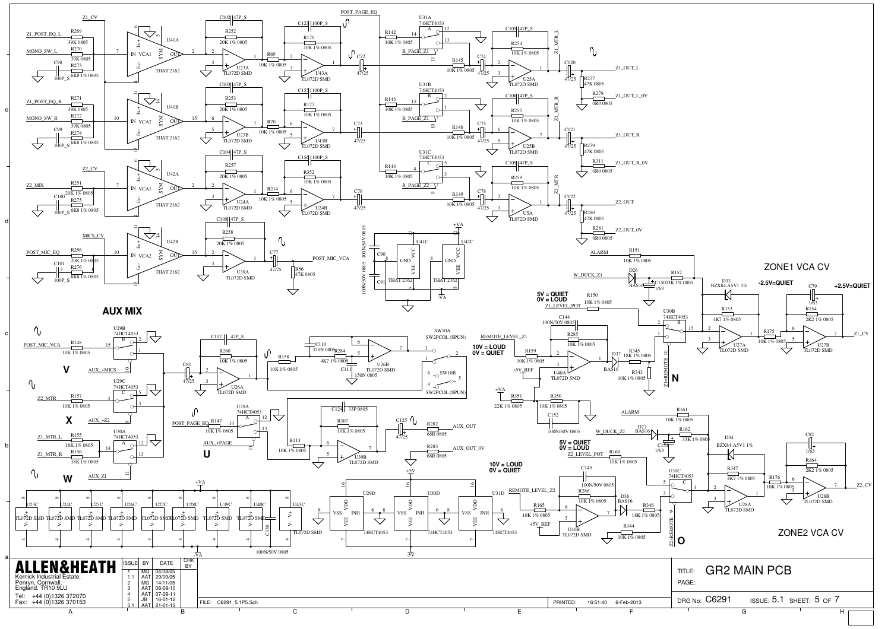**AUX MIX**

5V = QUIET
0V = LOUD

10V = LOUD
0V = QUIET

**ZONE1 VCA CV**

-2.5V=QUIET

+2.5V=QUIET

5V = QUIET
0V = LOUD

10V = LOUD
0V = QUIET

**ZONE2 VCA CV**

**ALLEN&HEATH**

Kernick Industrial Estate,
Penryn, Cornwall,
England. TR10 9LU

Tel: +44 (0)1326 372070
Fax: +44 (0)1326 370153

| ISSUE | BY | DATE | CHK BY |
|---|---|---|---|
| 1 | MG | 04/08/05 | |
| 1.1 | AAT | 29/09/05 | |
| 2 | MG | 14/11/05 | |
| 3 | AAT | 08-09-10 | |
| 4 | AAT | 07-09-11 | |
| 5 | JB | 16-01-12 | |
| 5.1 | AAT | 21-01-13 | |

FILE: C6291_5.1P5.Sch

PRINTED: 16:51:40 6-Feb-2013

TITLE: GR2 MAIN PCB

PAGE:

DRG No: C6291 ISSUE: 5.1 SHEET: 5 OF 7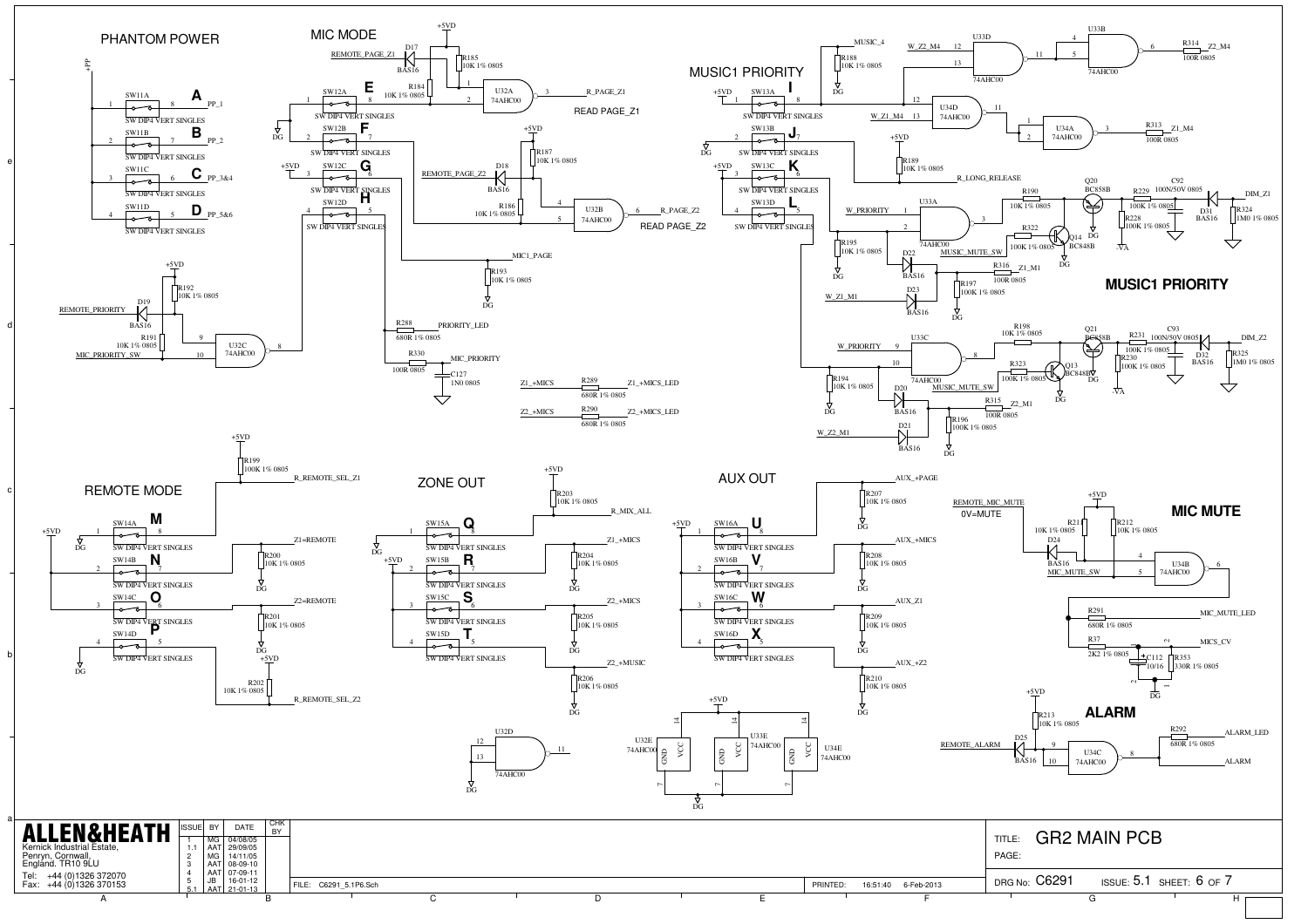## PHANTOM POWER

- SW11A — **A** — PP_1
- SW11B — **B** — PP_2
- SW11C — **C** — PP_3&4
- SW11D — **D** — PP_5&6

SW DIP4 VERT SINGLES

## MIC MODE

- SW12A — **E**
- SW12B — **F**
- SW12C — **G**
- SW12D — **H**

REMOTE_PAGE_Z1, R_PAGE_Z1, READ PAGE_Z1

REMOTE_PAGE_Z2, R_PAGE_Z2, READ PAGE_Z2

MIC1_PAGE, PRIORITY_LED, MIC_PRIORITY

REMOTE_PRIORITY, MIC_PRIORITY_SW

Z1_+MICS — R289 680R 1% 0805 — Z1_+MICS_LED

Z2_+MICS — R290 680R 1% 0805 — Z2_+MICS_LED

## MUSIC1 PRIORITY

- SW13A — **I**
- SW13B — **J**
- SW13C — **K**
- SW13D — **L**

MUSIC_4, W_Z2_M4, Z2_M4, W_Z1_M4, Z1_M4, R_LONG_RELEASE, W_PRIORITY, MUSIC_MUTE_SW, DIM_Z1, Z1_M1, W_Z1_M1, DIM_Z2, Z2_M1, W_Z2_M1

**MUSIC1 PRIORITY**

## REMOTE MODE

- SW14A — **M** — R_REMOTE_SEL_Z1
- SW14B — **N** — Z1=REMOTE
- SW14C — **O** — Z2=REMOTE
- SW14D — **P** — R_REMOTE_SEL_Z2

## ZONE OUT

- SW15A — **Q** — R_MIX_ALL
- SW15B — **R** — Z1_+MICS
- SW15C — **S** — Z2_+MICS
- SW15D — **T** — Z2_+MUSIC

## AUX OUT

- SW16A — **U** — AUX_+PAGE
- SW16B — **V** — AUX_+MICS
- SW16C — **W** — AUX_Z1
- SW16D — **X** — AUX_+Z2

## MIC MUTE

REMOTE_MIC_MUTE, 0V=MUTE, MIC_MUTE_SW, MIC_MUTE_LED, MICS_CV

## ALARM

REMOTE_ALARM, ALARM_LED, ALARM

---

**ALLEN&HEATH**

Kernick Industrial Estate, Penryn, Cornwall, England. TR10 9LU

Tel: +44 (0)1326 372070
Fax: +44 (0)1326 370153

| ISSUE | BY | DATE | CHK BY |
|---|---|---|---|
| 1 | MG | 04/08/05 | |
| 1.1 | AAT | 29/09/05 | |
| 2 | MG | 14/11/05 | |
| 3 | AAT | 08-09-10 | |
| 4 | AAT | 07-09-11 | |
| 5 | JB | 16-01-12 | |
| 5.1 | AAT | 21-01-13 | |

FILE: C6291_5.1P6.Sch

PRINTED: 16:51:40 6-Feb-2013

TITLE: GR2 MAIN PCB

PAGE:

DRG No: C6291 ISSUE: 5.1 SHEET: 6 OF 7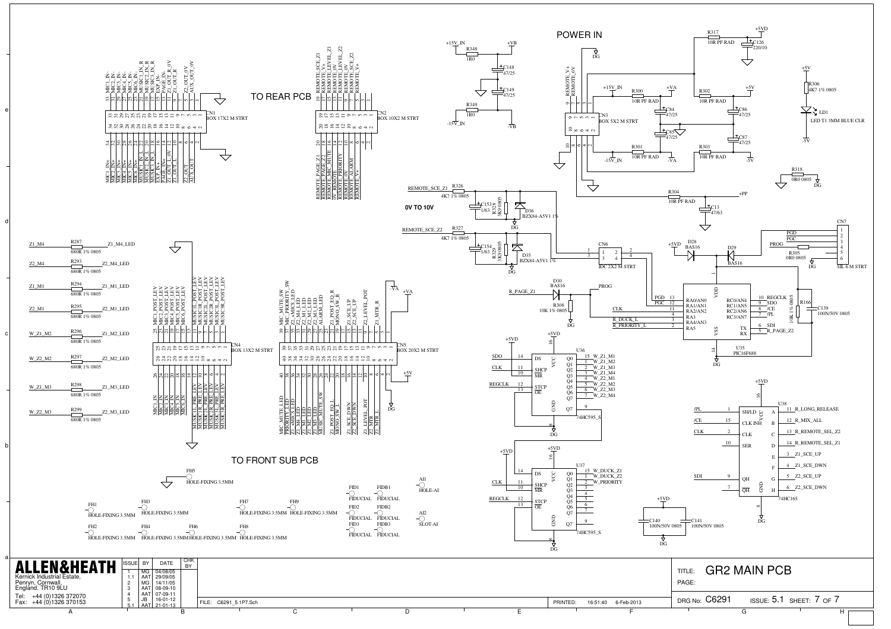# GR2 MAIN PCB

## POWER IN

## TO REAR PCB

## TO FRONT SUB PCB

0V TO 10V

CN1 BOX 17X2 M STRT

| Pin | Signal | Pin | Signal |
|---|---|---|---|
| 33 | MIC1_IN- | 34 | MIC1_IN+ |
| 31 | MIC2_IN- | 32 | MIC2_IN+ |
| 29 | MIC3_IN- | 30 | MIC3_IN+ |
| 27 | MIC4_IN- | 28 | MIC4_IN+ |
| 25 | MIC5_IN- | 26 | MIC5_IN+ |
| 23 | MIC6_IN- | 24 | MIC6_IN+ |
| 21 | MUSIC1_IN_R | 22 | MUSIC1_IN_L |
| 19 | MUSIC2_IN_R | 20 | MUSIC2_IN_L |
| 17 | MUSIC3_IN_R | 18 | MUSIC3_IN_L |
| 15 | EXP_IN- | 16 | EXP_IN+ |
| 13 | PAGE_IN- | 14 | PAGE_IN+ |
| 11 | Z1_OUT_R_0V | 12 | Z1_OUT_L_0V |
| 9 | Z1_OUT_R | 10 | Z1_OUT_L |
| 5 | Z2_OUT_0V | 6 | Z2_OUT |
| 3 | AUX_OUT_0V | 4 | AUX_OUT |

CN2 BOX 10X2 M STRT

| Pin | Signal | Pin | Signal |
|---|---|---|---|
| 19 | REMOTE_SCE_Z1 | 20 | REMOTE_PAGE_Z1 |
| 17 | REMOTE_V+ | 18 | REMOTE_MIC_PAGE |
| 15 | REMOTE_LEVEL_Z1 | 16 | REMOTE_MIC_MUTE |
| 13 | REMOTE_0V | 14 | 0V_REMOTE |
| 11 | REMOTE_LEVEL_Z2 | 12 | REMOTE_PRIORITY |
| 9 | REMOTE_0V | 10 | REMOTE_0V |
| 7 | REMOTE_SCE_Z2 | 8 | REMOTE_ALARM |
| 5 | REMOTE_V+ | 6 | REMOTE_V+ |

CN3 BOX 5X2 M STRT (REMOTE_V+, REMOTE_0V)

+15V_IN, R348 1R0, +VB, C148 47/25, C149 47/25, R349 1R0, -15V_IN, -VB

R317 10R PF RAD, +5VD, C126 220/10, DG

+15V_IN, R300 10R PF RAD, +VA, C84 47/25, C85 47/25, R301 10R PF RAD, -15V_IN, -VA

R302 10R PF RAD, +5V, C86 47/25, C87 47/25, R303 10R PF RAD, -5V

R304 10R PF RAD, +PP, C13 47/63

R306 4K7 1% 0805, LD1 LED T1 3MM BLUE CLR, +5V, -5V

R318 0R0 0805, DG

REMOTE_SCE_Z1, R326 4K7 1% 0805, C153 1/63, R328 3K9 0805, D36 BZX84-A5V1 1%

REMOTE_SCE_Z2, R327 4K7 1% 0805, C154 1/63, R329 3K9 0805, D35 BZX84-A5V1 1%

CN6 IDC 2X2 M STRT

CN7 SIL 6 M STRT: 1 PGD, 2 PGC, 3, 4, 5 PROG, 6

R305 0R0 0805, D28 BAS16, D29 BAS16, +5VD

R_PAGE_Z1, D30 BAS16, PROG, R308 10K 1% 0805

U35 PIC16F688: RA0/AN0 (13, PGD), RA1/AN1 (12, PGC), RA2/AN2 (11, CLK), RA3 (4, R_DUCK_L), RA4/AN3 (3), RA5 (2, R_PRIORITY_L), RC0/AN4 (10, REGCLK), RC1/AN5 (9, SDO), RC2/AN6 (8, /CE), RC3/AN7 (7, /PL), TX (6, SDI), RX (5, R_PAGE_Z2), VDD (1), VSS (14)

R166 10K 1% 0805, C139 100N/50V 0805

Z1_M4, R287 680R 1% 0805, Z1_M4_LED
Z2_M4, R293 680R 1% 0805, Z2_M4_LED
Z1_M1, R294 680R 1% 0805, Z1_M1_LED
Z2_M1, R295 680R 1% 0805, Z2_M1_LED
W_Z1_M2, R296 680R 1% 0805, Z1_M2_LED
W_Z2_M2, R297 680R 1% 0805, Z2_M2_LED
W_Z1_M3, R298 680R 1% 0805, Z1_M3_LED
W_Z2_M3, R299 680R 1% 0805, Z2_M3_LED

CN4 BOX 13X2 M STRT

| Pin | Signal | Pin | Signal |
|---|---|---|---|
| 25 | MIC1_POST_LEV | 26 | MIC1_IN |
| 23 | MIC2_POST_LEV | 24 | MIC2_IN |
| 21 | MIC3_POST_LEV | 22 | MIC3_IN |
| 19 | MIC4_POST_LEV | 20 | MIC4_IN |
| 17 | MIC5_POST_LEV | 18 | MIC5_IN |
| 15 | MIC6_POST_LEV | 16 | MIC6_IN |
| 11 | MUSIC1L_POST_LEV | 12 | MUSIC1L_PRE_LEV |
| 9 | MUSIC1R_POST_LEV | 10 | MUSIC1R_PRE_LEV |
| 7 | MUSIC2L_POST_LEV | 8 | MUSIC2L_PRE_LEV |
| 5 | MUSIC2R_POST_LEV | 6 | MUSIC2R_PRE_LEV |
| 3 | MUSIC3L_POST_LEV | 4 | MUSIC3L_PRE_LEV |
| 1 | MUSIC3R_POST_LEV | 2 | MUSIC3R_PRE_LEV |

CN5 BOX 20X2 M STRT

| Pin | Signal | Pin | Signal |
|---|---|---|---|
| 39 | MIC_MUTE_SW | 40 | MIC_MUTE_LED |
| 37 | MIC_PRIORITY_SW | 38 | PRIORITY_LED |
| 35 | Z2_+MICS_LED | 36 | Z1_+MICS_LED |
| 33 | Z1_M4_LED | 34 | Z2_M4_LED |
| 31 | Z1_M1_LED | 32 | Z2_M1_LED |
| 29 | Z1_M2_LED | 30 | Z2_M2_LED |
| 27 | Z2_M3_LED | 28 | Z1_M3_LED |
| 25 | ALARM_LED | 26 | MUSIC_MUTE_SW |
| 21 | Z1_POST_EQ_R | 22 | Z1_POST_EQ_L |
| 19 | MONO_SW_R | 20 | MONO_SW_L |
| 15 | Z1_SCE_UP | 16 | Z1_SCE_DWN |
| 13 | Z2_SCE_UP | 14 | Z2_SCE_DWN |
| 9 | Z2_LEVEL_POT | 10 | Z1_LEVEL_POT |
| 5 | Z1_MTR_R | 6 | Z2_MTR |
| 3 | | 4 | Z1_MTR_L |

-VA, +VA, +5V, DG

U36 74HC595_S: DS (14, SDO), SHCP (11, CLK), MR (10), STCP (12, REGCLK), OE (13), Q0 15 W_Z1_M1, Q1 1 W_Z1_M2, Q2 2 W_Z1_M3, Q3 3 W_Z1_M4, Q4 4 W_Z2_M1, Q5 5 W_Z2_M2, Q6 6 W_Z2_M3, Q7 7 W_Z2_M4, Q7' 9, VCC 16, GND 8

U37 74HC595_S: DS (14), SHCP (11, CLK), MR (10), STCP (12, REGCLK), OE (13), Q0 15 W_DUCK_Z1, Q1 1 W_DUCK_Z2, Q2 2 W_PRIORITY, Q3 3, Q4 4, Q5 5, Q6 6, Q7 7, Q7' 9

U38 74HC165: SH/LD (1, /PL), CLK INH (15, /CE), CLK (2, CLK), SER (10), QH (9, SDI), QH' (7), A 11 R_LONG_RELEASE, B 12 R_MIX_ALL, C 13 R_REMOTE_SEL_Z2, D 14 R_REMOTE_SEL_Z1, E 3 Z1_SCE_UP, F 4 Z1_SCE_DWN, G 5 Z2_SCE_UP, H 6 Z2_SCE_DWN, VCC 16, GND 8

C140 100N/50V 0805, C141 100N/50V 0805, +5VD, DG

FH1–FH9 HOLE-FIXING 3.5MM; FID1, FID2, FID3 FIDUCIAL; FIDB1, FIDB2, FIDB3 FIDUCIAL; AI1 HOLE-AI; AI2 SLOT-AI

**ALLEN&HEATH**
Kernick Industrial Estate,
Penryn, Cornwall,
England. TR10 9LU
Tel: +44 (0)1326 372070
Fax: +44 (0)1326 370153

| ISSUE | BY | DATE | CHK BY |
|---|---|---|---|
| 1 | MG | 04/08/05 | |
| 1.1 | AAT | 29/09/05 | |
| 2 | MG | 14/11/05 | |
| 3 | AAT | 08-09-10 | |
| 4 | AAT | 07-09-11 | |
| 5 | JB | 16-01-12 | |
| 5.1 | AAT | 21-01-13 | |

FILE: C6291_5.1P7.Sch — PRINTED: 16:51:40 6-Feb-2013

TITLE: GR2 MAIN PCB
PAGE:
DRG No: C6291 ISSUE: 5.1 SHEET: 7 OF 7